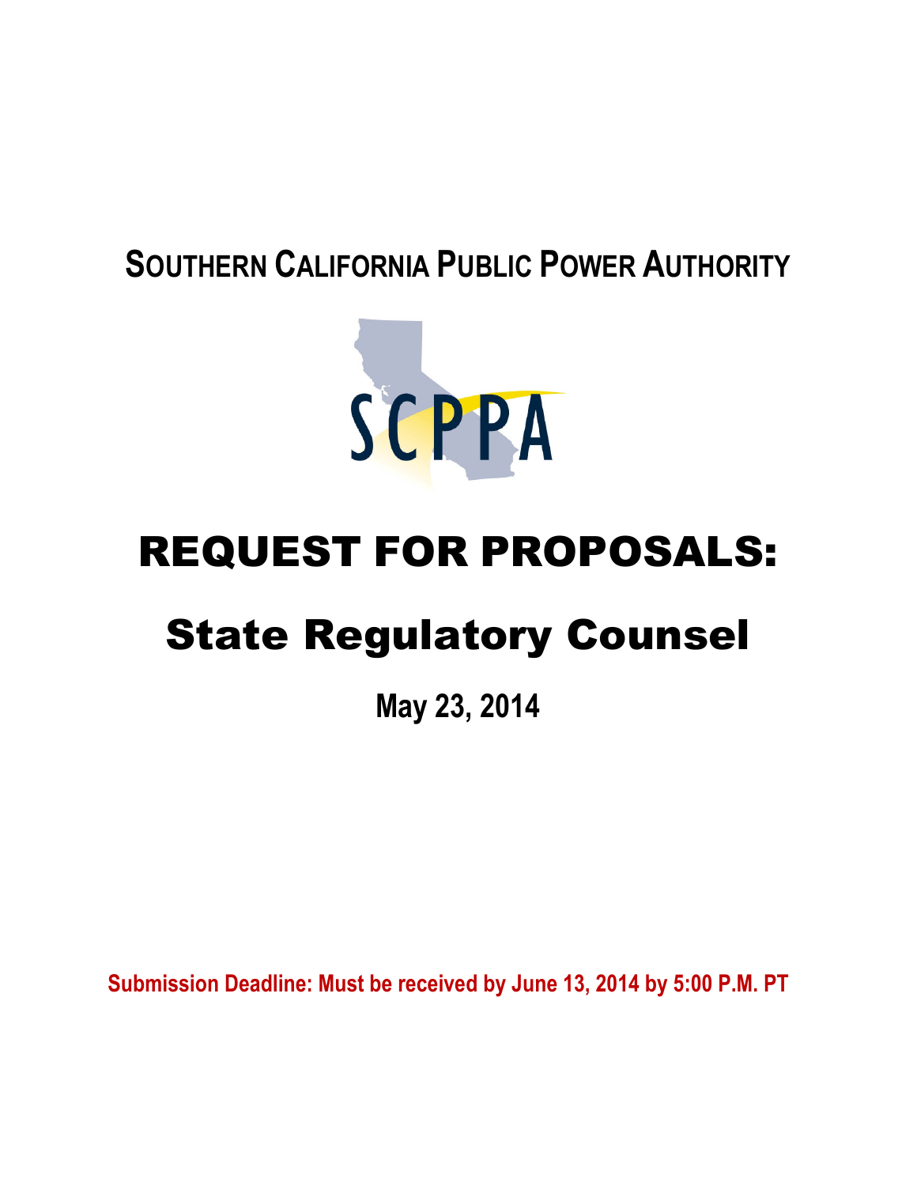# SOUTHERN CALIFORNIA PUBLIC POWER AUTHORITY

SCPPA

# REQUEST FOR PROPOSALS:

# State Regulatory Counsel

**May 23, 2014**

**Submission Deadline: Must be received by June 13, 2014 by 5:00 P.M. PT**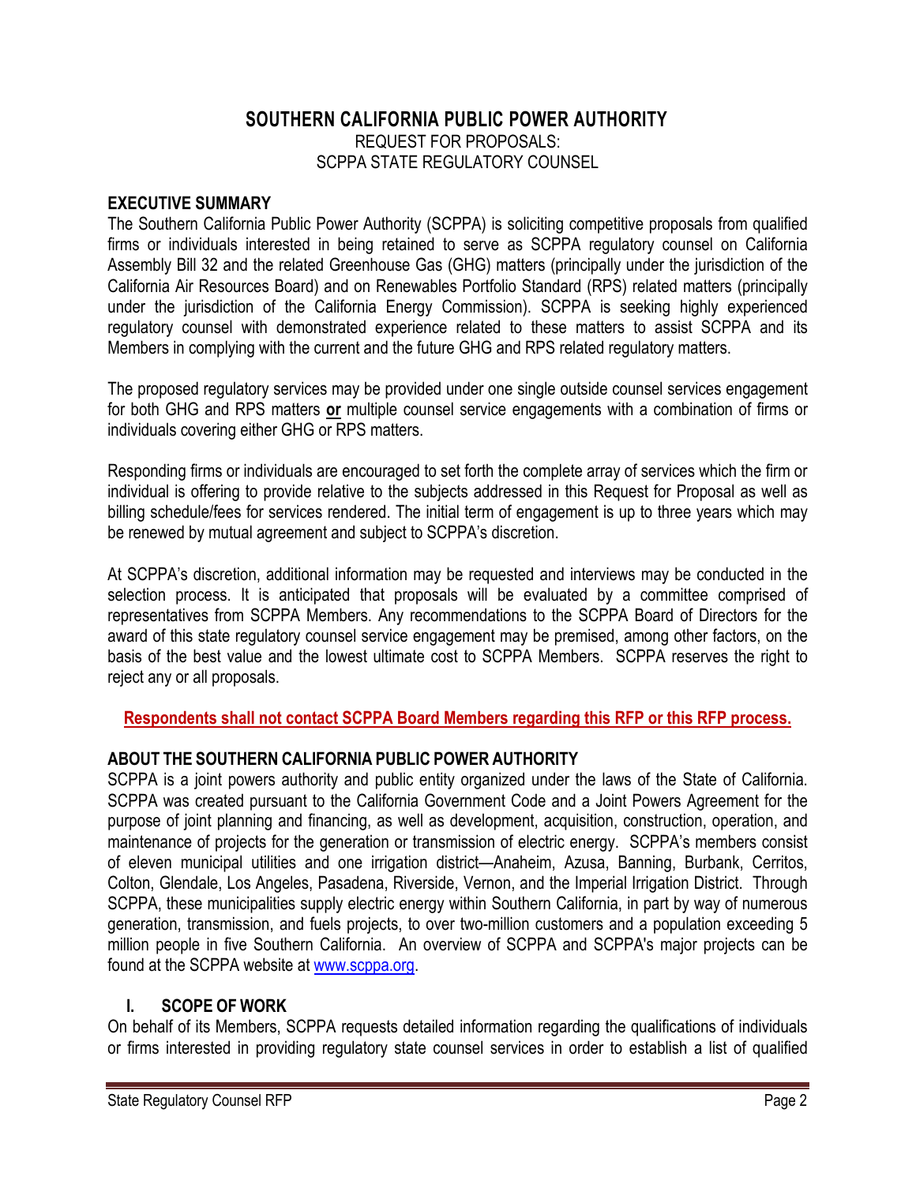# SOUTHERN CALIFORNIA PUBLIC POWER AUTHORITY

REQUEST FOR PROPOSALS:
SCPPA STATE REGULATORY COUNSEL

## EXECUTIVE SUMMARY

The Southern California Public Power Authority (SCPPA) is soliciting competitive proposals from qualified firms or individuals interested in being retained to serve as SCPPA regulatory counsel on California Assembly Bill 32 and the related Greenhouse Gas (GHG) matters (principally under the jurisdiction of the California Air Resources Board) and on Renewables Portfolio Standard (RPS) related matters (principally under the jurisdiction of the California Energy Commission). SCPPA is seeking highly experienced regulatory counsel with demonstrated experience related to these matters to assist SCPPA and its Members in complying with the current and the future GHG and RPS related regulatory matters.

The proposed regulatory services may be provided under one single outside counsel services engagement for both GHG and RPS matters **or** multiple counsel service engagements with a combination of firms or individuals covering either GHG or RPS matters.

Responding firms or individuals are encouraged to set forth the complete array of services which the firm or individual is offering to provide relative to the subjects addressed in this Request for Proposal as well as billing schedule/fees for services rendered. The initial term of engagement is up to three years which may be renewed by mutual agreement and subject to SCPPA's discretion.

At SCPPA's discretion, additional information may be requested and interviews may be conducted in the selection process. It is anticipated that proposals will be evaluated by a committee comprised of representatives from SCPPA Members. Any recommendations to the SCPPA Board of Directors for the award of this state regulatory counsel service engagement may be premised, among other factors, on the basis of the best value and the lowest ultimate cost to SCPPA Members. SCPPA reserves the right to reject any or all proposals.

**Respondents shall not contact SCPPA Board Members regarding this RFP or this RFP process.**

## ABOUT THE SOUTHERN CALIFORNIA PUBLIC POWER AUTHORITY

SCPPA is a joint powers authority and public entity organized under the laws of the State of California. SCPPA was created pursuant to the California Government Code and a Joint Powers Agreement for the purpose of joint planning and financing, as well as development, acquisition, construction, operation, and maintenance of projects for the generation or transmission of electric energy. SCPPA's members consist of eleven municipal utilities and one irrigation district—Anaheim, Azusa, Banning, Burbank, Cerritos, Colton, Glendale, Los Angeles, Pasadena, Riverside, Vernon, and the Imperial Irrigation District. Through SCPPA, these municipalities supply electric energy within Southern California, in part by way of numerous generation, transmission, and fuels projects, to over two-million customers and a population exceeding 5 million people in five Southern California. An overview of SCPPA and SCPPA's major projects can be found at the SCPPA website at www.scppa.org.

## I. SCOPE OF WORK

On behalf of its Members, SCPPA requests detailed information regarding the qualifications of individuals or firms interested in providing regulatory state counsel services in order to establish a list of qualified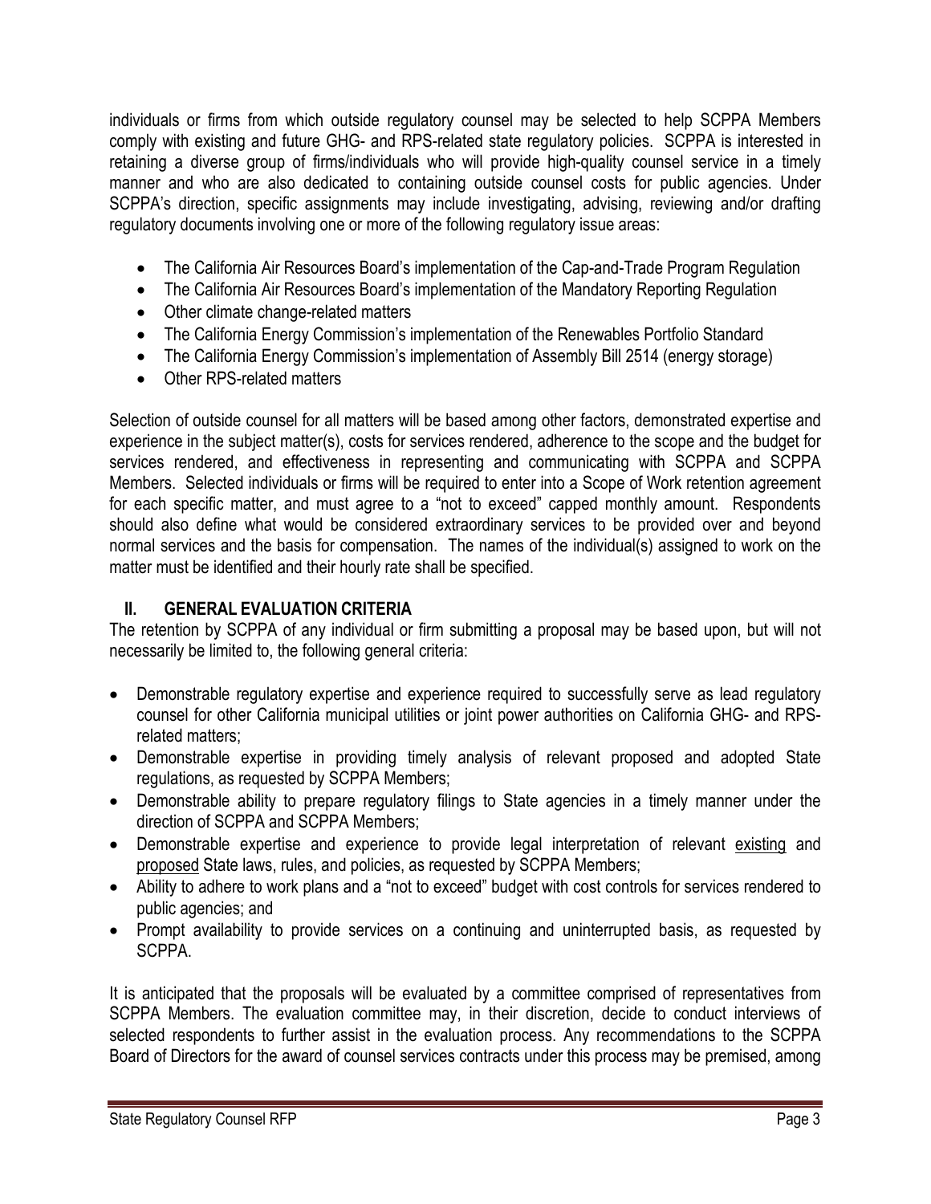individuals or firms from which outside regulatory counsel may be selected to help SCPPA Members comply with existing and future GHG- and RPS-related state regulatory policies. SCPPA is interested in retaining a diverse group of firms/individuals who will provide high-quality counsel service in a timely manner and who are also dedicated to containing outside counsel costs for public agencies. Under SCPPA's direction, specific assignments may include investigating, advising, reviewing and/or drafting regulatory documents involving one or more of the following regulatory issue areas:

- The California Air Resources Board's implementation of the Cap-and-Trade Program Regulation
- The California Air Resources Board's implementation of the Mandatory Reporting Regulation
- Other climate change-related matters
- The California Energy Commission's implementation of the Renewables Portfolio Standard
- The California Energy Commission's implementation of Assembly Bill 2514 (energy storage)
- Other RPS-related matters

Selection of outside counsel for all matters will be based among other factors, demonstrated expertise and experience in the subject matter(s), costs for services rendered, adherence to the scope and the budget for services rendered, and effectiveness in representing and communicating with SCPPA and SCPPA Members. Selected individuals or firms will be required to enter into a Scope of Work retention agreement for each specific matter, and must agree to a "not to exceed" capped monthly amount. Respondents should also define what would be considered extraordinary services to be provided over and beyond normal services and the basis for compensation. The names of the individual(s) assigned to work on the matter must be identified and their hourly rate shall be specified.

## II. GENERAL EVALUATION CRITERIA

The retention by SCPPA of any individual or firm submitting a proposal may be based upon, but will not necessarily be limited to, the following general criteria:

- Demonstrable regulatory expertise and experience required to successfully serve as lead regulatory counsel for other California municipal utilities or joint power authorities on California GHG- and RPS-related matters;
- Demonstrable expertise in providing timely analysis of relevant proposed and adopted State regulations, as requested by SCPPA Members;
- Demonstrable ability to prepare regulatory filings to State agencies in a timely manner under the direction of SCPPA and SCPPA Members;
- Demonstrable expertise and experience to provide legal interpretation of relevant existing and proposed State laws, rules, and policies, as requested by SCPPA Members;
- Ability to adhere to work plans and a "not to exceed" budget with cost controls for services rendered to public agencies; and
- Prompt availability to provide services on a continuing and uninterrupted basis, as requested by SCPPA.

It is anticipated that the proposals will be evaluated by a committee comprised of representatives from SCPPA Members. The evaluation committee may, in their discretion, decide to conduct interviews of selected respondents to further assist in the evaluation process. Any recommendations to the SCPPA Board of Directors for the award of counsel services contracts under this process may be premised, among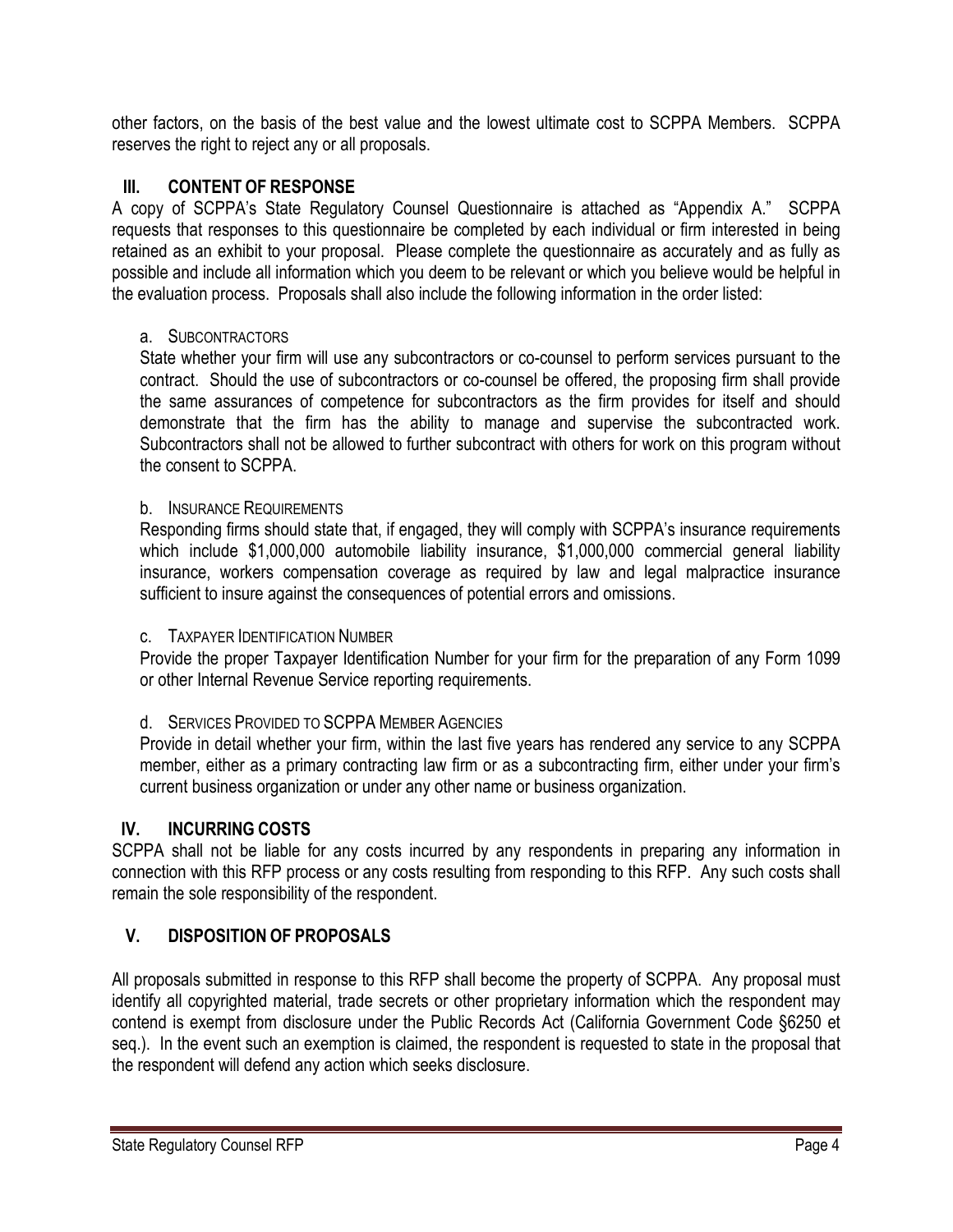other factors, on the basis of the best value and the lowest ultimate cost to SCPPA Members. SCPPA reserves the right to reject any or all proposals.

## III. CONTENT OF RESPONSE

A copy of SCPPA's State Regulatory Counsel Questionnaire is attached as "Appendix A." SCPPA requests that responses to this questionnaire be completed by each individual or firm interested in being retained as an exhibit to your proposal. Please complete the questionnaire as accurately and as fully as possible and include all information which you deem to be relevant or which you believe would be helpful in the evaluation process. Proposals shall also include the following information in the order listed:

a. SUBCONTRACTORS

State whether your firm will use any subcontractors or co-counsel to perform services pursuant to the contract. Should the use of subcontractors or co-counsel be offered, the proposing firm shall provide the same assurances of competence for subcontractors as the firm provides for itself and should demonstrate that the firm has the ability to manage and supervise the subcontracted work. Subcontractors shall not be allowed to further subcontract with others for work on this program without the consent to SCPPA.

b. INSURANCE REQUIREMENTS

Responding firms should state that, if engaged, they will comply with SCPPA's insurance requirements which include $1,000,000 automobile liability insurance, $1,000,000 commercial general liability insurance, workers compensation coverage as required by law and legal malpractice insurance sufficient to insure against the consequences of potential errors and omissions.

c. TAXPAYER IDENTIFICATION NUMBER

Provide the proper Taxpayer Identification Number for your firm for the preparation of any Form 1099 or other Internal Revenue Service reporting requirements.

d. SERVICES PROVIDED TO SCPPA MEMBER AGENCIES

Provide in detail whether your firm, within the last five years has rendered any service to any SCPPA member, either as a primary contracting law firm or as a subcontracting firm, either under your firm's current business organization or under any other name or business organization.

## IV. INCURRING COSTS

SCPPA shall not be liable for any costs incurred by any respondents in preparing any information in connection with this RFP process or any costs resulting from responding to this RFP. Any such costs shall remain the sole responsibility of the respondent.

## V. DISPOSITION OF PROPOSALS

All proposals submitted in response to this RFP shall become the property of SCPPA. Any proposal must identify all copyrighted material, trade secrets or other proprietary information which the respondent may contend is exempt from disclosure under the Public Records Act (California Government Code §6250 et seq.). In the event such an exemption is claimed, the respondent is requested to state in the proposal that the respondent will defend any action which seeks disclosure.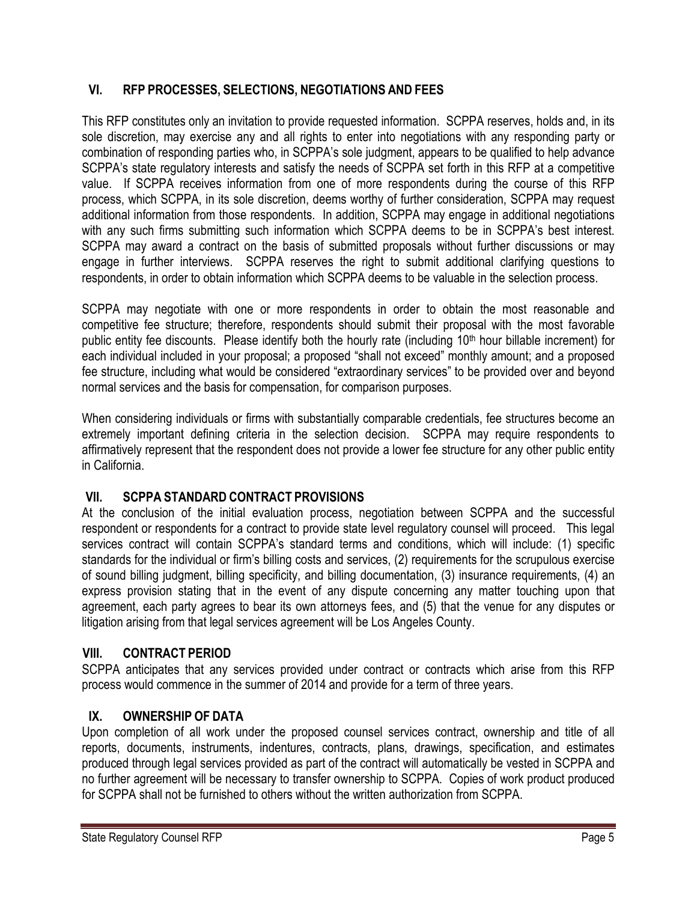## VI. RFP PROCESSES, SELECTIONS, NEGOTIATIONS AND FEES

This RFP constitutes only an invitation to provide requested information. SCPPA reserves, holds and, in its sole discretion, may exercise any and all rights to enter into negotiations with any responding party or combination of responding parties who, in SCPPA's sole judgment, appears to be qualified to help advance SCPPA's state regulatory interests and satisfy the needs of SCPPA set forth in this RFP at a competitive value. If SCPPA receives information from one of more respondents during the course of this RFP process, which SCPPA, in its sole discretion, deems worthy of further consideration, SCPPA may request additional information from those respondents. In addition, SCPPA may engage in additional negotiations with any such firms submitting such information which SCPPA deems to be in SCPPA's best interest. SCPPA may award a contract on the basis of submitted proposals without further discussions or may engage in further interviews. SCPPA reserves the right to submit additional clarifying questions to respondents, in order to obtain information which SCPPA deems to be valuable in the selection process.

SCPPA may negotiate with one or more respondents in order to obtain the most reasonable and competitive fee structure; therefore, respondents should submit their proposal with the most favorable public entity fee discounts. Please identify both the hourly rate (including 10th hour billable increment) for each individual included in your proposal; a proposed "shall not exceed" monthly amount; and a proposed fee structure, including what would be considered "extraordinary services" to be provided over and beyond normal services and the basis for compensation, for comparison purposes.

When considering individuals or firms with substantially comparable credentials, fee structures become an extremely important defining criteria in the selection decision. SCPPA may require respondents to affirmatively represent that the respondent does not provide a lower fee structure for any other public entity in California.

## VII. SCPPA STANDARD CONTRACT PROVISIONS

At the conclusion of the initial evaluation process, negotiation between SCPPA and the successful respondent or respondents for a contract to provide state level regulatory counsel will proceed. This legal services contract will contain SCPPA's standard terms and conditions, which will include: (1) specific standards for the individual or firm's billing costs and services, (2) requirements for the scrupulous exercise of sound billing judgment, billing specificity, and billing documentation, (3) insurance requirements, (4) an express provision stating that in the event of any dispute concerning any matter touching upon that agreement, each party agrees to bear its own attorneys fees, and (5) that the venue for any disputes or litigation arising from that legal services agreement will be Los Angeles County.

## VIII. CONTRACT PERIOD

SCPPA anticipates that any services provided under contract or contracts which arise from this RFP process would commence in the summer of 2014 and provide for a term of three years.

## IX. OWNERSHIP OF DATA

Upon completion of all work under the proposed counsel services contract, ownership and title of all reports, documents, instruments, indentures, contracts, plans, drawings, specification, and estimates produced through legal services provided as part of the contract will automatically be vested in SCPPA and no further agreement will be necessary to transfer ownership to SCPPA. Copies of work product produced for SCPPA shall not be furnished to others without the written authorization from SCPPA.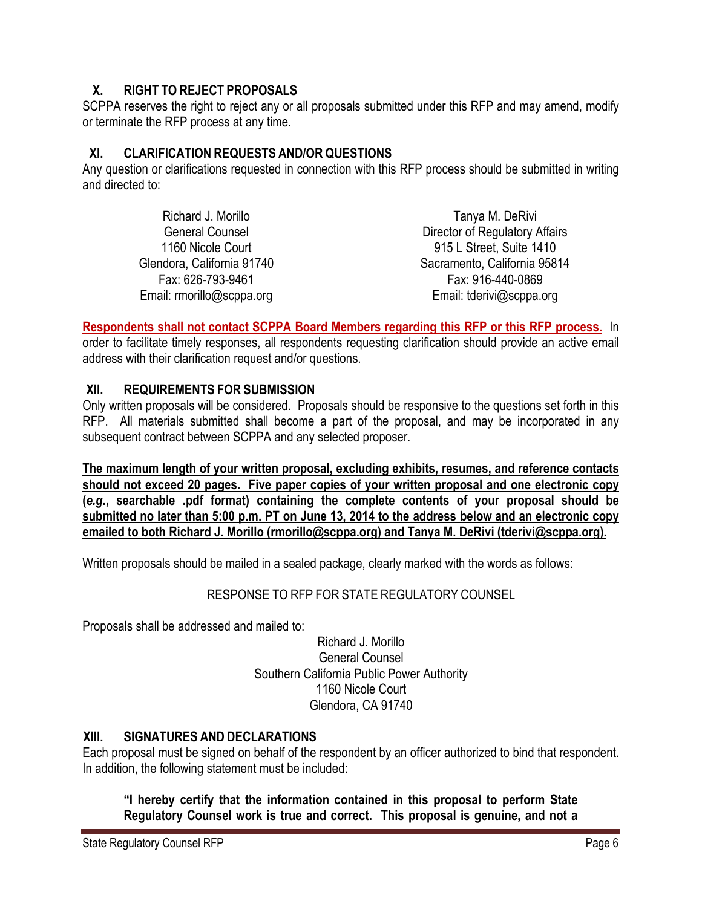## X. RIGHT TO REJECT PROPOSALS

SCPPA reserves the right to reject any or all proposals submitted under this RFP and may amend, modify or terminate the RFP process at any time.

## XI. CLARIFICATION REQUESTS AND/OR QUESTIONS

Any question or clarifications requested in connection with this RFP process should be submitted in writing and directed to:

Richard J. Morillo
General Counsel
1160 Nicole Court
Glendora, California 91740
Fax: 626-793-9461
Email: rmorillo@scppa.org

Tanya M. DeRivi
Director of Regulatory Affairs
915 L Street, Suite 1410
Sacramento, California 95814
Fax: 916-440-0869
Email: tderivi@scppa.org

**Respondents shall not contact SCPPA Board Members regarding this RFP or this RFP process.** In order to facilitate timely responses, all respondents requesting clarification should provide an active email address with their clarification request and/or questions.

## XII. REQUIREMENTS FOR SUBMISSION

Only written proposals will be considered. Proposals should be responsive to the questions set forth in this RFP. All materials submitted shall become a part of the proposal, and may be incorporated in any subsequent contract between SCPPA and any selected proposer.

**The maximum length of your written proposal, excluding exhibits, resumes, and reference contacts should not exceed 20 pages. Five paper copies of your written proposal and one electronic copy (*e.g.*, searchable .pdf format) containing the complete contents of your proposal should be submitted no later than 5:00 p.m. PT on June 13, 2014 to the address below and an electronic copy emailed to both Richard J. Morillo (rmorillo@scppa.org) and Tanya M. DeRivi (tderivi@scppa.org).**

Written proposals should be mailed in a sealed package, clearly marked with the words as follows:

RESPONSE TO RFP FOR STATE REGULATORY COUNSEL

Proposals shall be addressed and mailed to:

Richard J. Morillo
General Counsel
Southern California Public Power Authority
1160 Nicole Court
Glendora, CA 91740

## XIII. SIGNATURES AND DECLARATIONS

Each proposal must be signed on behalf of the respondent by an officer authorized to bind that respondent. In addition, the following statement must be included:

**"I hereby certify that the information contained in this proposal to perform State Regulatory Counsel work is true and correct. This proposal is genuine, and not a**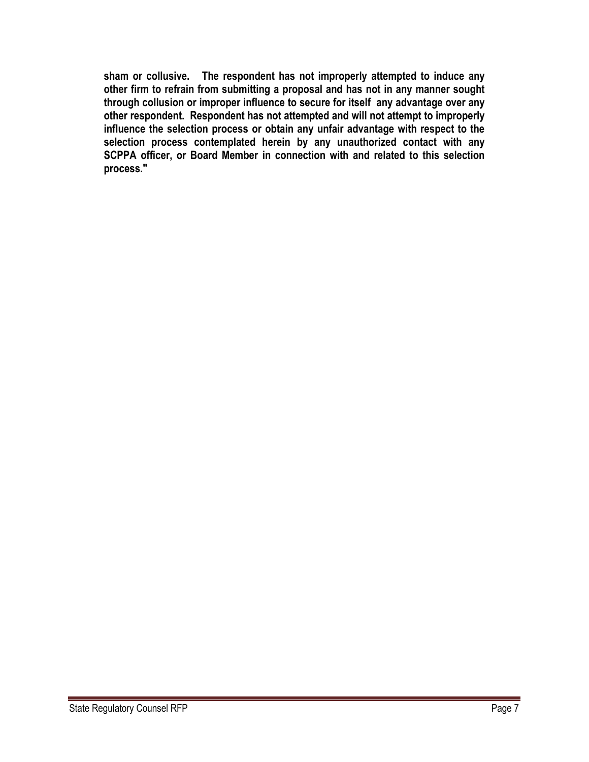**sham or collusive. The respondent has not improperly attempted to induce any other firm to refrain from submitting a proposal and has not in any manner sought through collusion or improper influence to secure for itself any advantage over any other respondent. Respondent has not attempted and will not attempt to improperly influence the selection process or obtain any unfair advantage with respect to the selection process contemplated herein by any unauthorized contact with any SCPPA officer, or Board Member in connection with and related to this selection process."**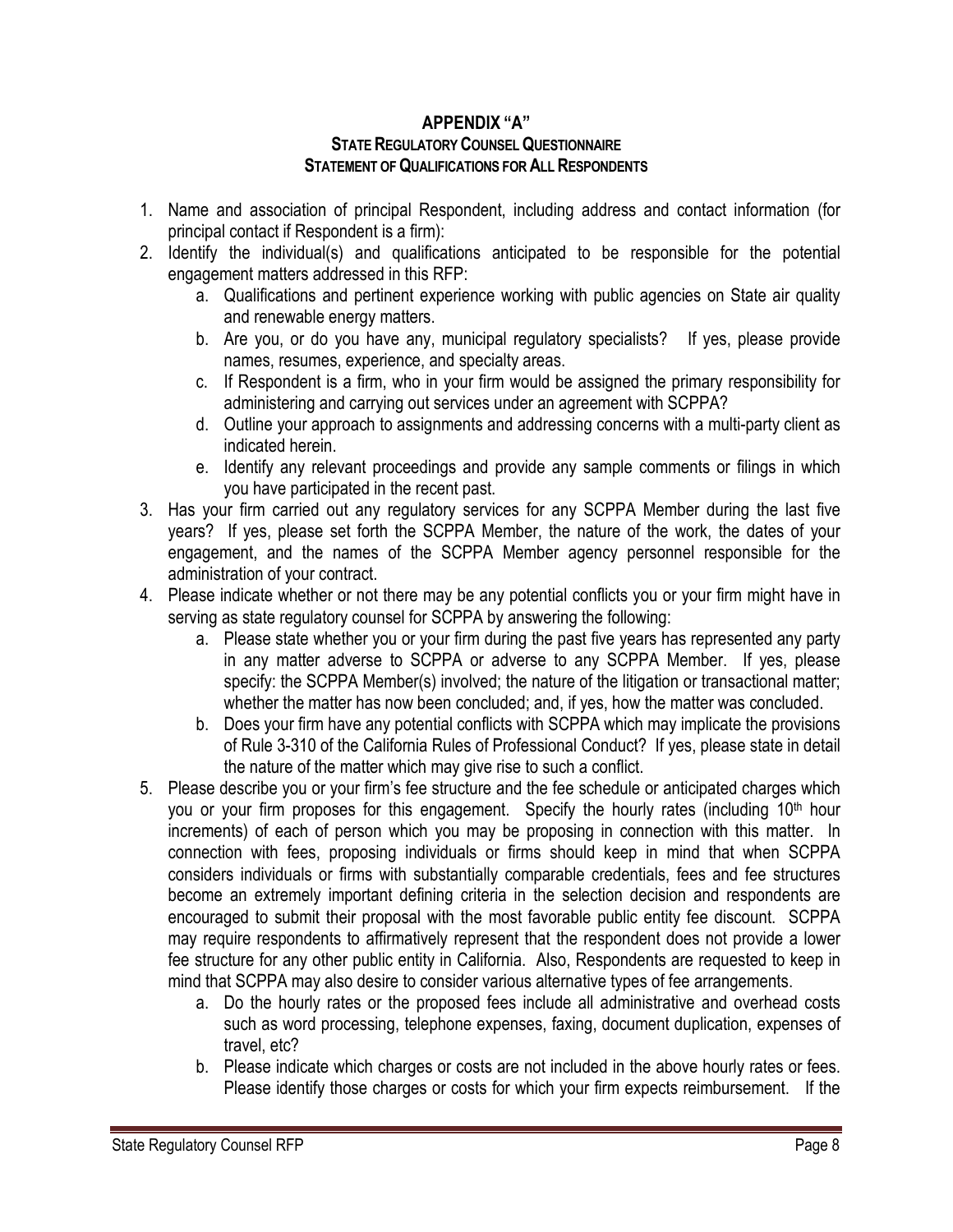# APPENDIX "A"

## STATE REGULATORY COUNSEL QUESTIONNAIRE

## STATEMENT OF QUALIFICATIONS FOR ALL RESPONDENTS

1. Name and association of principal Respondent, including address and contact information (for principal contact if Respondent is a firm):
2. Identify the individual(s) and qualifications anticipated to be responsible for the potential engagement matters addressed in this RFP:
    a. Qualifications and pertinent experience working with public agencies on State air quality and renewable energy matters.
    b. Are you, or do you have any, municipal regulatory specialists? If yes, please provide names, resumes, experience, and specialty areas.
    c. If Respondent is a firm, who in your firm would be assigned the primary responsibility for administering and carrying out services under an agreement with SCPPA?
    d. Outline your approach to assignments and addressing concerns with a multi-party client as indicated herein.
    e. Identify any relevant proceedings and provide any sample comments or filings in which you have participated in the recent past.
3. Has your firm carried out any regulatory services for any SCPPA Member during the last five years? If yes, please set forth the SCPPA Member, the nature of the work, the dates of your engagement, and the names of the SCPPA Member agency personnel responsible for the administration of your contract.
4. Please indicate whether or not there may be any potential conflicts you or your firm might have in serving as state regulatory counsel for SCPPA by answering the following:
    a. Please state whether you or your firm during the past five years has represented any party in any matter adverse to SCPPA or adverse to any SCPPA Member. If yes, please specify: the SCPPA Member(s) involved; the nature of the litigation or transactional matter; whether the matter has now been concluded; and, if yes, how the matter was concluded.
    b. Does your firm have any potential conflicts with SCPPA which may implicate the provisions of Rule 3-310 of the California Rules of Professional Conduct? If yes, please state in detail the nature of the matter which may give rise to such a conflict.
5. Please describe you or your firm's fee structure and the fee schedule or anticipated charges which you or your firm proposes for this engagement. Specify the hourly rates (including 10th hour increments) of each of person which you may be proposing in connection with this matter. In connection with fees, proposing individuals or firms should keep in mind that when SCPPA considers individuals or firms with substantially comparable credentials, fees and fee structures become an extremely important defining criteria in the selection decision and respondents are encouraged to submit their proposal with the most favorable public entity fee discount. SCPPA may require respondents to affirmatively represent that the respondent does not provide a lower fee structure for any other public entity in California. Also, Respondents are requested to keep in mind that SCPPA may also desire to consider various alternative types of fee arrangements.
    a. Do the hourly rates or the proposed fees include all administrative and overhead costs such as word processing, telephone expenses, faxing, document duplication, expenses of travel, etc?
    b. Please indicate which charges or costs are not included in the above hourly rates or fees. Please identify those charges or costs for which your firm expects reimbursement. If the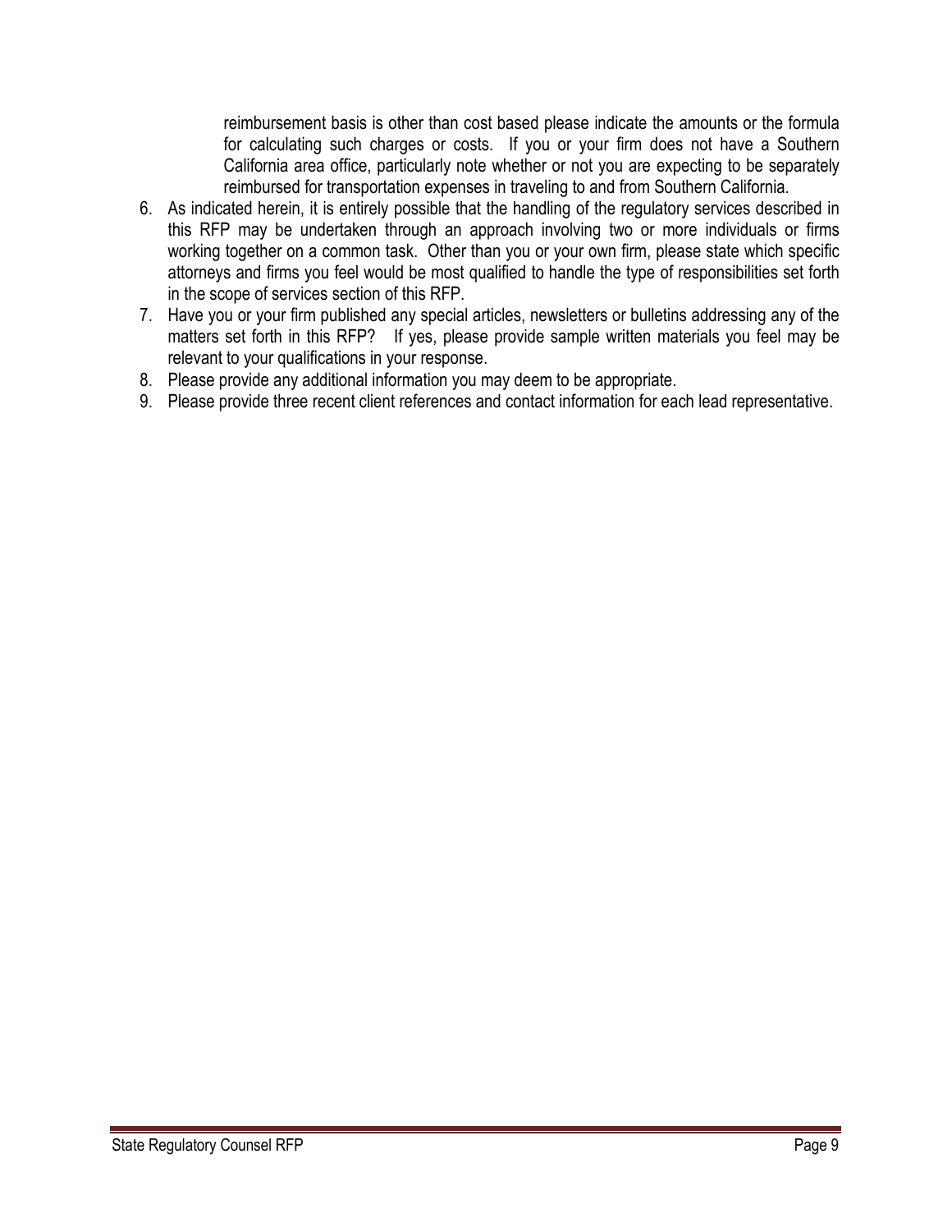reimbursement basis is other than cost based please indicate the amounts or the formula for calculating such charges or costs. If you or your firm does not have a Southern California area office, particularly note whether or not you are expecting to be separately reimbursed for transportation expenses in traveling to and from Southern California.

6. As indicated herein, it is entirely possible that the handling of the regulatory services described in this RFP may be undertaken through an approach involving two or more individuals or firms working together on a common task. Other than you or your own firm, please state which specific attorneys and firms you feel would be most qualified to handle the type of responsibilities set forth in the scope of services section of this RFP.
7. Have you or your firm published any special articles, newsletters or bulletins addressing any of the matters set forth in this RFP? If yes, please provide sample written materials you feel may be relevant to your qualifications in your response.
8. Please provide any additional information you may deem to be appropriate.
9. Please provide three recent client references and contact information for each lead representative.